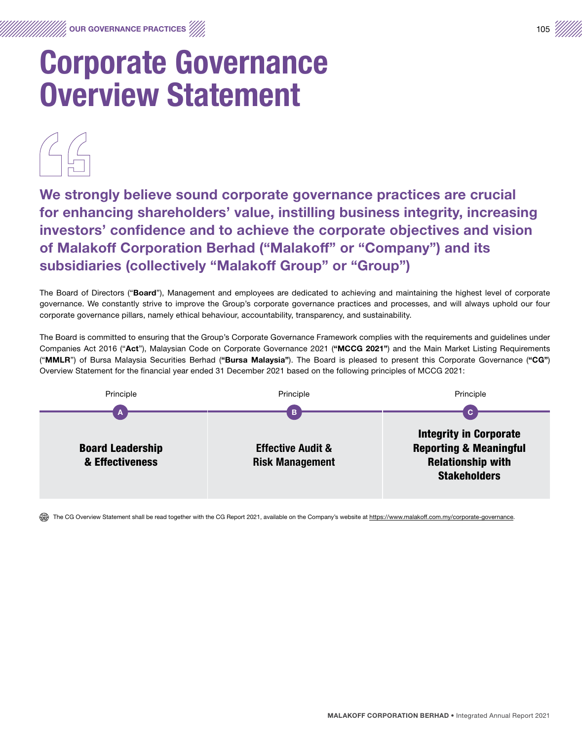# Corporate Governance Overview Statement

**We strongly believe sound corporate governance practices are crucial for enhancing shareholders' value, instilling business integrity, increasing investors' confidence and to achieve the corporate objectives and vision of Malakoff Corporation Berhad ("Malakoff" or "Company") and its subsidiaries (collectively "Malakoff Group" or "Group")**

The Board of Directors ("**Board**"), Management and employees are dedicated to achieving and maintaining the highest level of corporate governance. We constantly strive to improve the Group's corporate governance practices and processes, and will always uphold our four corporate governance pillars, namely ethical behaviour, accountability, transparency, and sustainability.

The Board is committed to ensuring that the Group's Corporate Governance Framework complies with the requirements and guidelines under Companies Act 2016 ("**Act**"), Malaysian Code on Corporate Governance 2021 (**"MCCG 2021"**) and the Main Market Listing Requirements ("**MMLR**") of Bursa Malaysia Securities Berhad (**"Bursa Malaysia"**). The Board is pleased to present this Corporate Governance (**"CG"**) Overview Statement for the financial year ended 31 December 2021 based on the following principles of MCCG 2021:

| Principle A | Principle B | Principle C |
|---|---|---|
| **Board Leadership & Effectiveness** | **Effective Audit & Risk Management** | **Integrity in Corporate Reporting & Meaningful Relationship with Stakeholders** |

The CG Overview Statement shall be read together with the CG Report 2021, available on the Company's website at https://www.malakoff.com.my/corporate-governance.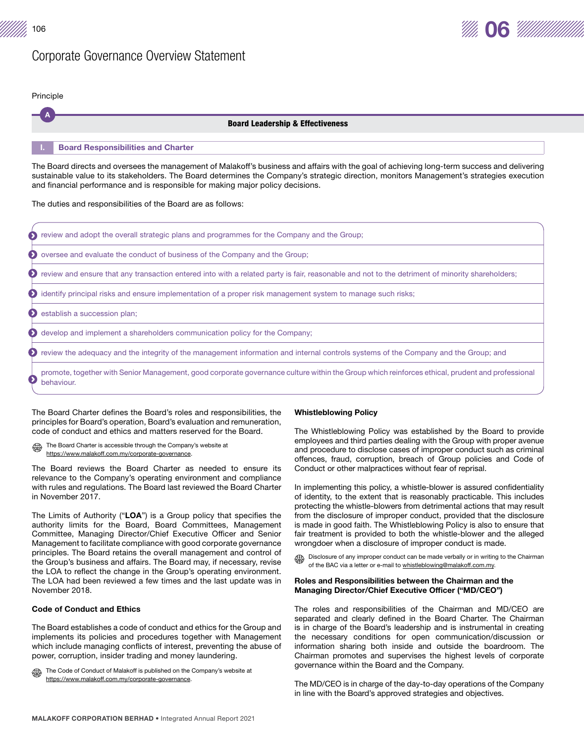# Corporate Governance Overview Statement

Principle

## A Board Leadership & Effectiveness

### I. Board Responsibilities and Charter

The Board directs and oversees the management of Malakoff's business and affairs with the goal of achieving long-term success and delivering sustainable value to its stakeholders. The Board determines the Company's strategic direction, monitors Management's strategies execution and financial performance and is responsible for making major policy decisions.

The duties and responsibilities of the Board are as follows:

- review and adopt the overall strategic plans and programmes for the Company and the Group;
- oversee and evaluate the conduct of business of the Company and the Group;
- review and ensure that any transaction entered into with a related party is fair, reasonable and not to the detriment of minority shareholders;
- identify principal risks and ensure implementation of a proper risk management system to manage such risks;
- establish a succession plan;
- develop and implement a shareholders communication policy for the Company;
- review the adequacy and the integrity of the management information and internal controls systems of the Company and the Group; and
- promote, together with Senior Management, good corporate governance culture within the Group which reinforces ethical, prudent and professional behaviour.

The Board Charter defines the Board's roles and responsibilities, the principles for Board's operation, Board's evaluation and remuneration, code of conduct and ethics and matters reserved for the Board.

The Board Charter is accessible through the Company's website at https://www.malakoff.com.my/corporate-governance.

The Board reviews the Board Charter as needed to ensure its relevance to the Company's operating environment and compliance with rules and regulations. The Board last reviewed the Board Charter in November 2017.

The Limits of Authority ("**LOA**") is a Group policy that specifies the authority limits for the Board, Board Committees, Management Committee, Managing Director/Chief Executive Officer and Senior Management to facilitate compliance with good corporate governance principles. The Board retains the overall management and control of the Group's business and affairs. The Board may, if necessary, revise the LOA to reflect the change in the Group's operating environment. The LOA had been reviewed a few times and the last update was in November 2018.

#### Code of Conduct and Ethics

The Board establishes a code of conduct and ethics for the Group and implements its policies and procedures together with Management which include managing conflicts of interest, preventing the abuse of power, corruption, insider trading and money laundering.

The Code of Conduct of Malakoff is published on the Company's website at https://www.malakoff.com.my/corporate-governance.

#### Whistleblowing Policy

The Whistleblowing Policy was established by the Board to provide employees and third parties dealing with the Group with proper avenue and procedure to disclose cases of improper conduct such as criminal offences, fraud, corruption, breach of Group policies and Code of Conduct or other malpractices without fear of reprisal.

In implementing this policy, a whistle-blower is assured confidentiality of identity, to the extent that is reasonably practicable. This includes protecting the whistle-blowers from detrimental actions that may result from the disclosure of improper conduct, provided that the disclosure is made in good faith. The Whistleblowing Policy is also to ensure that fair treatment is provided to both the whistle-blower and the alleged wrongdoer when a disclosure of improper conduct is made.

Disclosure of any improper conduct can be made verbally or in writing to the Chairman of the BAC via a letter or e-mail to whistleblowing@malakoff.com.my.

#### Roles and Responsibilities between the Chairman and the Managing Director/Chief Executive Officer ("MD/CEO")

The roles and responsibilities of the Chairman and MD/CEO are separated and clearly defined in the Board Charter. The Chairman is in charge of the Board's leadership and is instrumental in creating the necessary conditions for open communication/discussion or information sharing both inside and outside the boardroom. The Chairman promotes and supervises the highest levels of corporate governance within the Board and the Company.

The MD/CEO is in charge of the day-to-day operations of the Company in line with the Board's approved strategies and objectives.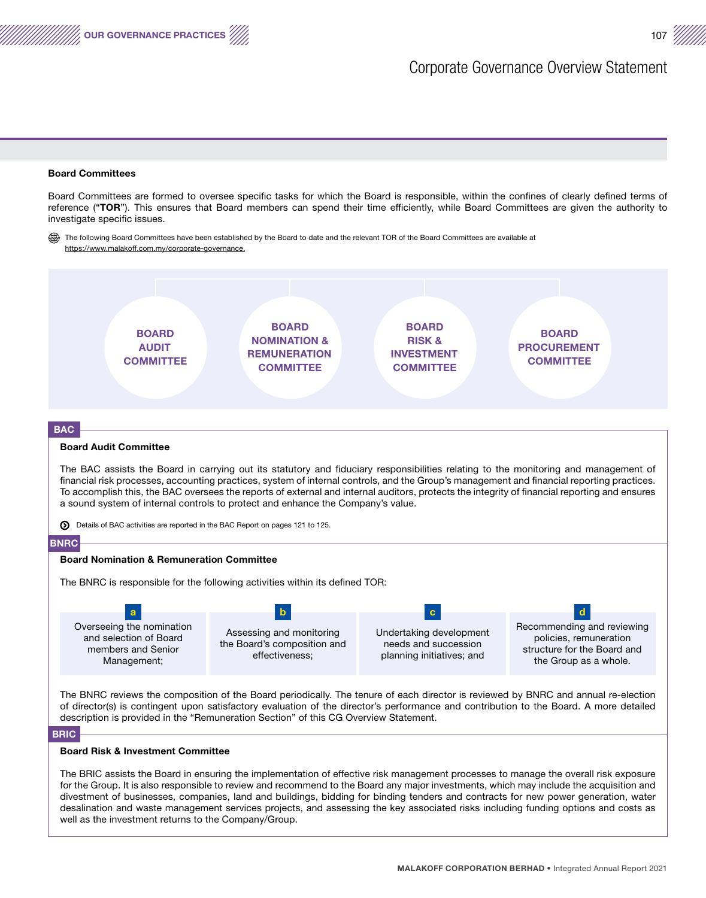### Board Committees

Board Committees are formed to oversee specific tasks for which the Board is responsible, within the confines of clearly defined terms of reference ("**TOR**"). This ensures that Board members can spend their time efficiently, while Board Committees are given the authority to investigate specific issues.

The following Board Committees have been established by the Board to date and the relevant TOR of the Board Committees are available at https://www.malakoff.com.my/corporate-governance.

- **BOARD AUDIT COMMITTEE**
- **BOARD NOMINATION & REMUNERATION COMMITTEE**
- **BOARD RISK & INVESTMENT COMMITTEE**
- **BOARD PROCUREMENT COMMITTEE**

**BAC**

#### Board Audit Committee

The BAC assists the Board in carrying out its statutory and fiduciary responsibilities relating to the monitoring and management of financial risk processes, accounting practices, system of internal controls, and the Group's management and financial reporting practices. To accomplish this, the BAC oversees the reports of external and internal auditors, protects the integrity of financial reporting and ensures a sound system of internal controls to protect and enhance the Company's value.

Details of BAC activities are reported in the BAC Report on pages 121 to 125.

**BNRC**

#### Board Nomination & Remuneration Committee

The BNRC is responsible for the following activities within its defined TOR:

a. Overseeing the nomination and selection of Board members and Senior Management;
b. Assessing and monitoring the Board's composition and effectiveness;
c. Undertaking development needs and succession planning initiatives; and
d. Recommending and reviewing policies, remuneration structure for the Board and the Group as a whole.

The BNRC reviews the composition of the Board periodically. The tenure of each director is reviewed by BNRC and annual re-election of director(s) is contingent upon satisfactory evaluation of the director's performance and contribution to the Board. A more detailed description is provided in the "Remuneration Section" of this CG Overview Statement.

**BRIC**

#### Board Risk & Investment Committee

The BRIC assists the Board in ensuring the implementation of effective risk management processes to manage the overall risk exposure for the Group. It is also responsible to review and recommend to the Board any major investments, which may include the acquisition and divestment of businesses, companies, land and buildings, bidding for binding tenders and contracts for new power generation, water desalination and waste management services projects, and assessing the key associated risks including funding options and costs as well as the investment returns to the Company/Group.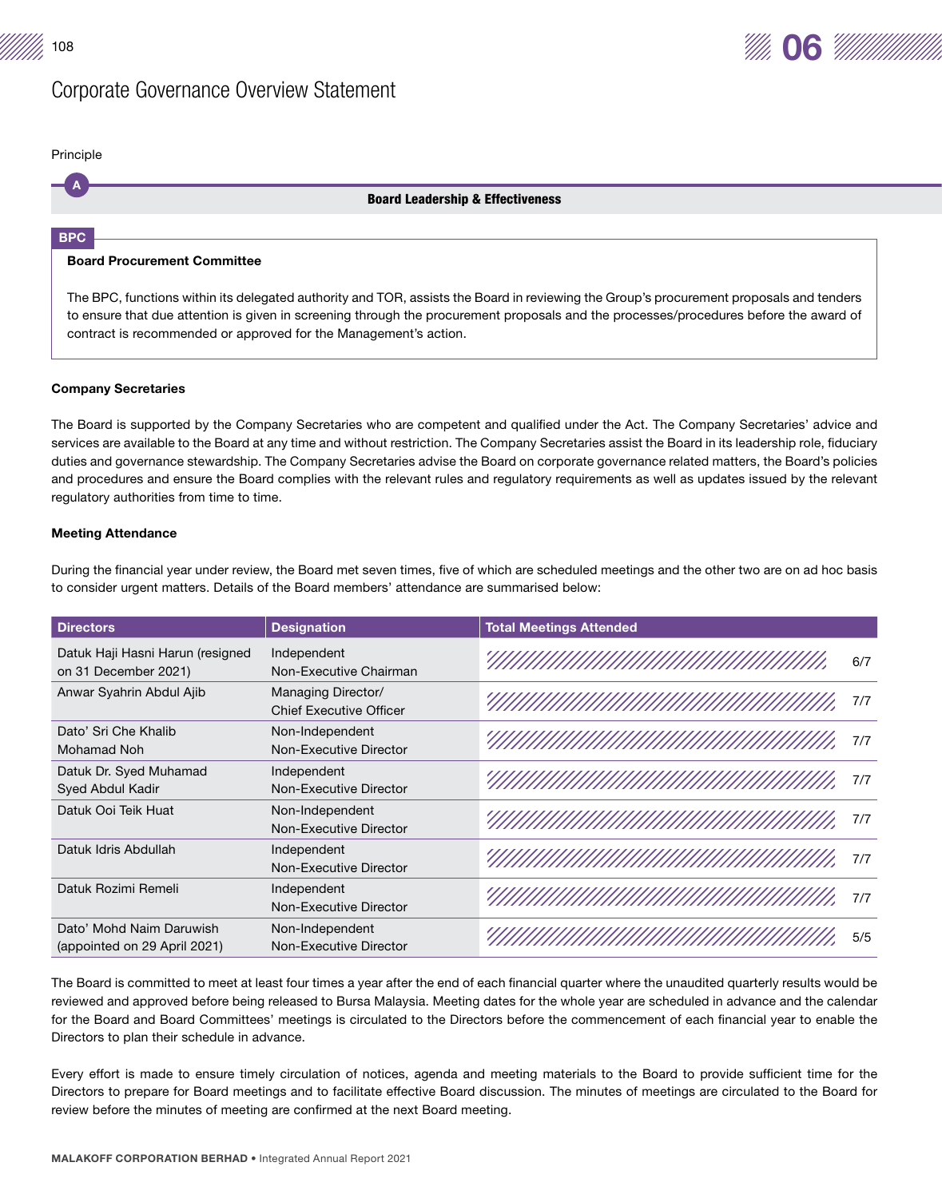# Corporate Governance Overview Statement

Principle

**A** **Board Leadership & Effectiveness**

**BPC**

**Board Procurement Committee**

The BPC, functions within its delegated authority and TOR, assists the Board in reviewing the Group's procurement proposals and tenders to ensure that due attention is given in screening through the procurement proposals and the processes/procedures before the award of contract is recommended or approved for the Management's action.

**Company Secretaries**

The Board is supported by the Company Secretaries who are competent and qualified under the Act. The Company Secretaries' advice and services are available to the Board at any time and without restriction. The Company Secretaries assist the Board in its leadership role, fiduciary duties and governance stewardship. The Company Secretaries advise the Board on corporate governance related matters, the Board's policies and procedures and ensure the Board complies with the relevant rules and regulatory requirements as well as updates issued by the relevant regulatory authorities from time to time.

**Meeting Attendance**

During the financial year under review, the Board met seven times, five of which are scheduled meetings and the other two are on ad hoc basis to consider urgent matters. Details of the Board members' attendance are summarised below:

| Directors | Designation | Total Meetings Attended |
|---|---|---|
| Datuk Haji Hasni Harun (resigned on 31 December 2021) | Independent Non-Executive Chairman | 6/7 |
| Anwar Syahrin Abdul Ajib | Managing Director/ Chief Executive Officer | 7/7 |
| Dato' Sri Che Khalib Mohamad Noh | Non-Independent Non-Executive Director | 7/7 |
| Datuk Dr. Syed Muhamad Syed Abdul Kadir | Independent Non-Executive Director | 7/7 |
| Datuk Ooi Teik Huat | Non-Independent Non-Executive Director | 7/7 |
| Datuk Idris Abdullah | Independent Non-Executive Director | 7/7 |
| Datuk Rozimi Remeli | Independent Non-Executive Director | 7/7 |
| Dato' Mohd Naim Daruwish (appointed on 29 April 2021) | Non-Independent Non-Executive Director | 5/5 |

The Board is committed to meet at least four times a year after the end of each financial quarter where the unaudited quarterly results would be reviewed and approved before being released to Bursa Malaysia. Meeting dates for the whole year are scheduled in advance and the calendar for the Board and Board Committees' meetings is circulated to the Directors before the commencement of each financial year to enable the Directors to plan their schedule in advance.

Every effort is made to ensure timely circulation of notices, agenda and meeting materials to the Board to provide sufficient time for the Directors to prepare for Board meetings and to facilitate effective Board discussion. The minutes of meetings are circulated to the Board for review before the minutes of meeting are confirmed at the next Board meeting.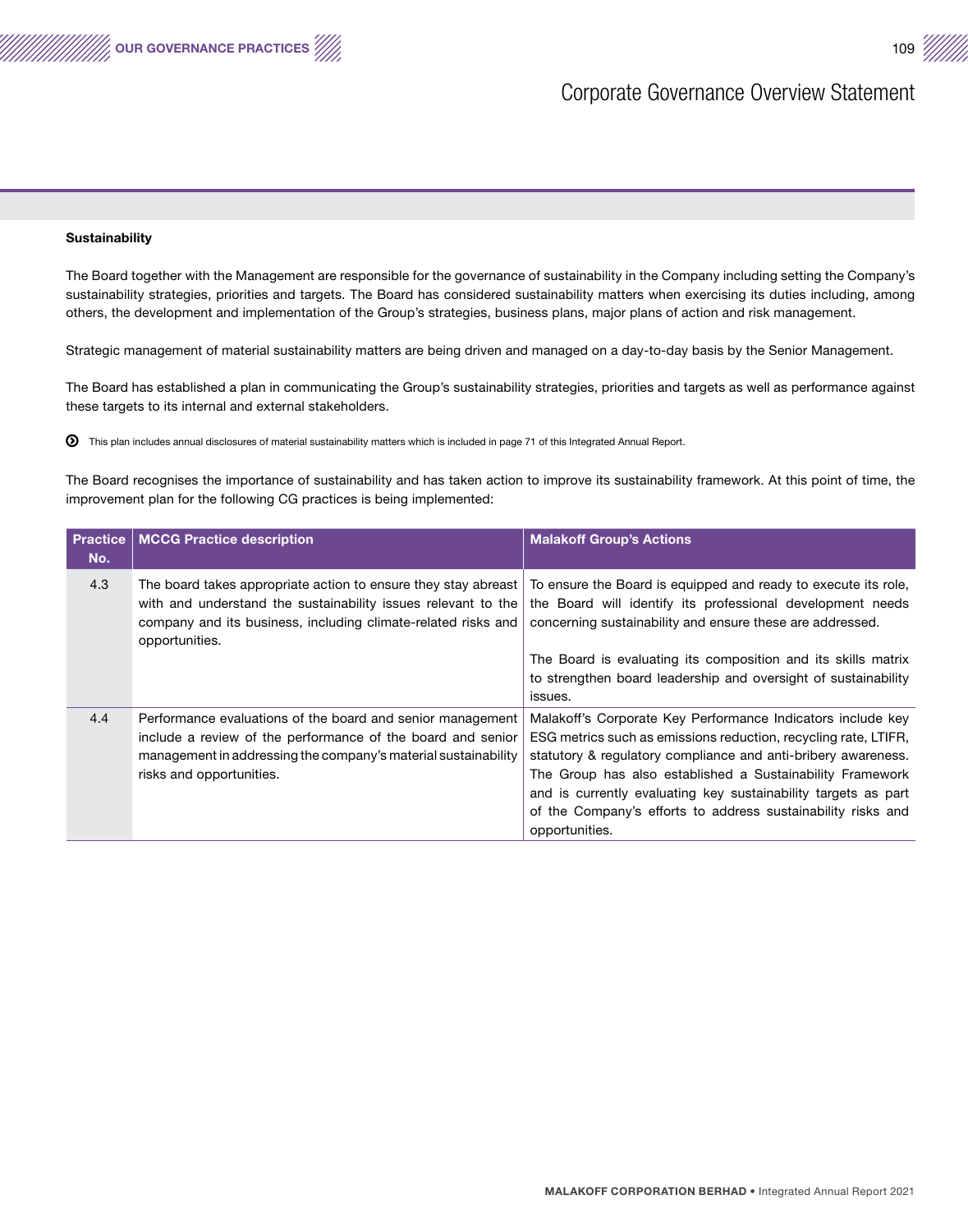### Sustainability

The Board together with the Management are responsible for the governance of sustainability in the Company including setting the Company's sustainability strategies, priorities and targets. The Board has considered sustainability matters when exercising its duties including, among others, the development and implementation of the Group's strategies, business plans, major plans of action and risk management.

Strategic management of material sustainability matters are being driven and managed on a day-to-day basis by the Senior Management.

The Board has established a plan in communicating the Group's sustainability strategies, priorities and targets as well as performance against these targets to its internal and external stakeholders.

This plan includes annual disclosures of material sustainability matters which is included in page 71 of this Integrated Annual Report.

The Board recognises the importance of sustainability and has taken action to improve its sustainability framework. At this point of time, the improvement plan for the following CG practices is being implemented:

| Practice No. | MCCG Practice description | Malakoff Group's Actions |
|---|---|---|
| 4.3 | The board takes appropriate action to ensure they stay abreast with and understand the sustainability issues relevant to the company and its business, including climate-related risks and opportunities. | To ensure the Board is equipped and ready to execute its role, the Board will identify its professional development needs concerning sustainability and ensure these are addressed.<br><br>The Board is evaluating its composition and its skills matrix to strengthen board leadership and oversight of sustainability issues. |
| 4.4 | Performance evaluations of the board and senior management include a review of the performance of the board and senior management in addressing the company's material sustainability risks and opportunities. | Malakoff's Corporate Key Performance Indicators include key ESG metrics such as emissions reduction, recycling rate, LTIFR, statutory & regulatory compliance and anti-bribery awareness. The Group has also established a Sustainability Framework and is currently evaluating key sustainability targets as part of the Company's efforts to address sustainability risks and opportunities. |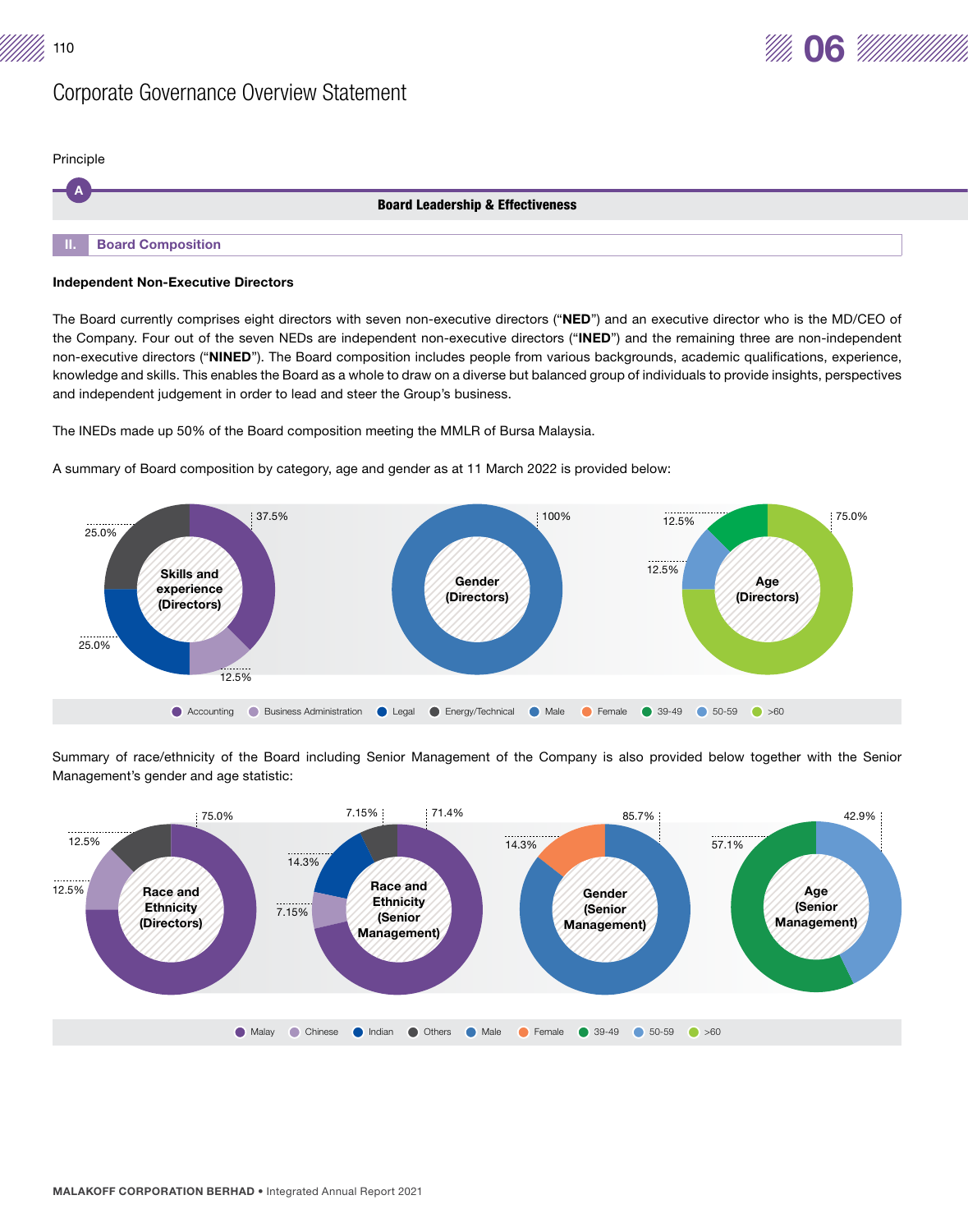# Corporate Governance Overview Statement

Principle

**A** Board Leadership & Effectiveness

## II. Board Composition

**Independent Non-Executive Directors**

The Board currently comprises eight directors with seven non-executive directors ("**NED**") and an executive director who is the MD/CEO of the Company. Four out of the seven NEDs are independent non-executive directors ("**INED**") and the remaining three are non-independent non-executive directors ("**NINED**"). The Board composition includes people from various backgrounds, academic qualifications, experience, knowledge and skills. This enables the Board as a whole to draw on a diverse but balanced group of individuals to provide insights, perspectives and independent judgement in order to lead and steer the Group's business.

The INEDs made up 50% of the Board composition meeting the MMLR of Bursa Malaysia.

A summary of Board composition by category, age and gender as at 11 March 2022 is provided below:

**Skills and experience (Directors)**

| Category | % |
|---|---|
| Accounting | 37.5% |
| Business Administration | 12.5% |
| Legal | 25.0% |
| Energy/Technical | 25.0% |

**Gender (Directors)**

| Category | % |
|---|---|
| Male | 100% |

**Age (Directors)**

| Category | % |
|---|---|
| >60 | 75.0% |
| 50-59 | 12.5% |
| 39-49 | 12.5% |

Summary of race/ethnicity of the Board including Senior Management of the Company is also provided below together with the Senior Management's gender and age statistic:

**Race and Ethnicity (Directors)**

| Category | % |
|---|---|
| Malay | 75.0% |
| Chinese | 12.5% |
| Others | 12.5% |

**Race and Ethnicity (Senior Management)**

| Category | % |
|---|---|
| Malay | 71.4% |
| Chinese | 7.15% |
| Indian | 14.3% |
| Others | 7.15% |

**Gender (Senior Management)**

| Category | % |
|---|---|
| Male | 85.7% |
| Female | 14.3% |

**Age (Senior Management)**

| Category | % |
|---|---|
| 50-59 | 42.9% |
| 39-49 | 57.1% |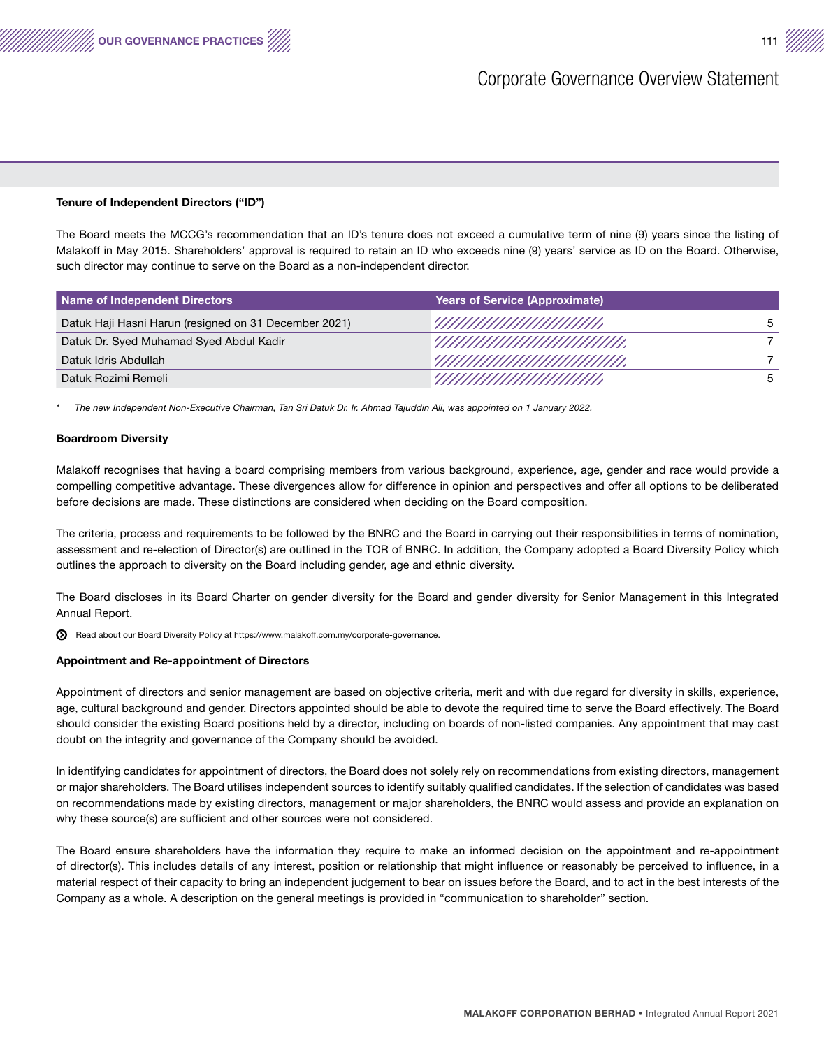# Corporate Governance Overview Statement

**Tenure of Independent Directors ("ID")**

The Board meets the MCCG's recommendation that an ID's tenure does not exceed a cumulative term of nine (9) years since the listing of Malakoff in May 2015. Shareholders' approval is required to retain an ID who exceeds nine (9) years' service as ID on the Board. Otherwise, such director may continue to serve on the Board as a non-independent director.

| Name of Independent Directors | Years of Service (Approximate) |
| --- | --- |
| Datuk Haji Hasni Harun (resigned on 31 December 2021) | 5 |
| Datuk Dr. Syed Muhamad Syed Abdul Kadir | 7 |
| Datuk Idris Abdullah | 7 |
| Datuk Rozimi Remeli | 5 |

* *The new Independent Non-Executive Chairman, Tan Sri Datuk Dr. Ir. Ahmad Tajuddin Ali, was appointed on 1 January 2022.*

**Boardroom Diversity**

Malakoff recognises that having a board comprising members from various background, experience, age, gender and race would provide a compelling competitive advantage. These divergences allow for difference in opinion and perspectives and offer all options to be deliberated before decisions are made. These distinctions are considered when deciding on the Board composition.

The criteria, process and requirements to be followed by the BNRC and the Board in carrying out their responsibilities in terms of nomination, assessment and re-election of Director(s) are outlined in the TOR of BNRC. In addition, the Company adopted a Board Diversity Policy which outlines the approach to diversity on the Board including gender, age and ethnic diversity.

The Board discloses in its Board Charter on gender diversity for the Board and gender diversity for Senior Management in this Integrated Annual Report.

Read about our Board Diversity Policy at https://www.malakoff.com.my/corporate-governance.

**Appointment and Re-appointment of Directors**

Appointment of directors and senior management are based on objective criteria, merit and with due regard for diversity in skills, experience, age, cultural background and gender. Directors appointed should be able to devote the required time to serve the Board effectively. The Board should consider the existing Board positions held by a director, including on boards of non-listed companies. Any appointment that may cast doubt on the integrity and governance of the Company should be avoided.

In identifying candidates for appointment of directors, the Board does not solely rely on recommendations from existing directors, management or major shareholders. The Board utilises independent sources to identify suitably qualified candidates. If the selection of candidates was based on recommendations made by existing directors, management or major shareholders, the BNRC would assess and provide an explanation on why these source(s) are sufficient and other sources were not considered.

The Board ensure shareholders have the information they require to make an informed decision on the appointment and re-appointment of director(s). This includes details of any interest, position or relationship that might influence or reasonably be perceived to influence, in a material respect of their capacity to bring an independent judgement to bear on issues before the Board, and to act in the best interests of the Company as a whole. A description on the general meetings is provided in "communication to shareholder" section.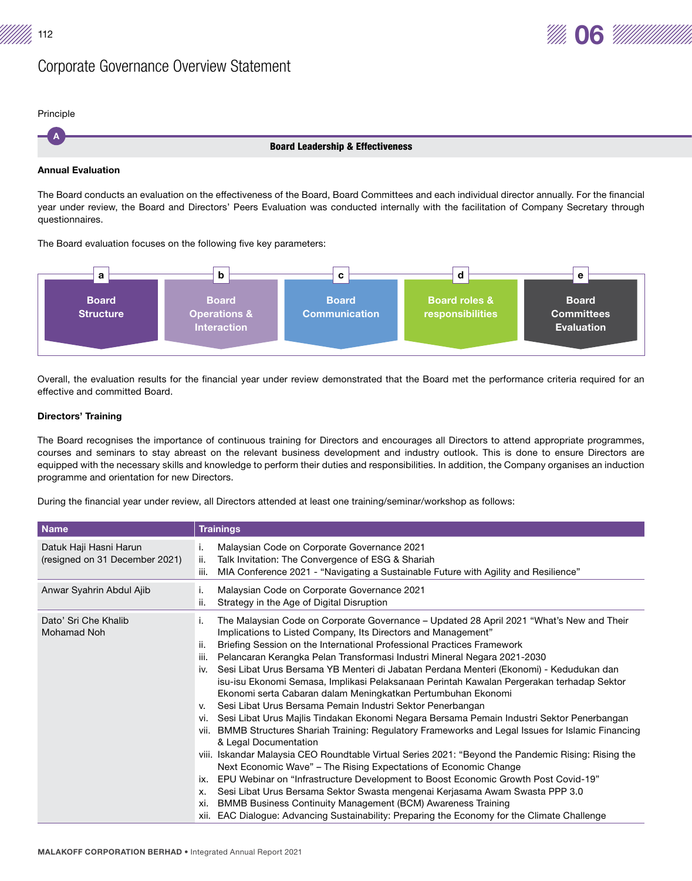# Corporate Governance Overview Statement

Principle

## A Board Leadership & Effectiveness

**Annual Evaluation**

The Board conducts an evaluation on the effectiveness of the Board, Board Committees and each individual director annually. For the financial year under review, the Board and Directors' Peers Evaluation was conducted internally with the facilitation of Company Secretary through questionnaires.

The Board evaluation focuses on the following five key parameters:

- a. Board Structure
- b. Board Operations & Interaction
- c. Board Communication
- d. Board roles & responsibilities
- e. Board Committees Evaluation

Overall, the evaluation results for the financial year under review demonstrated that the Board met the performance criteria required for an effective and committed Board.

**Directors' Training**

The Board recognises the importance of continuous training for Directors and encourages all Directors to attend appropriate programmes, courses and seminars to stay abreast on the relevant business development and industry outlook. This is done to ensure Directors are equipped with the necessary skills and knowledge to perform their duties and responsibilities. In addition, the Company organises an induction programme and orientation for new Directors.

During the financial year under review, all Directors attended at least one training/seminar/workshop as follows:

| Name | Trainings |
|---|---|
| Datuk Haji Hasni Harun (resigned on 31 December 2021) | i. Malaysian Code on Corporate Governance 2021<br>ii. Talk Invitation: The Convergence of ESG & Shariah<br>iii. MIA Conference 2021 - "Navigating a Sustainable Future with Agility and Resilience" |
| Anwar Syahrin Abdul Ajib | i. Malaysian Code on Corporate Governance 2021<br>ii. Strategy in the Age of Digital Disruption |
| Dato' Sri Che Khalib Mohamad Noh | i. The Malaysian Code on Corporate Governance – Updated 28 April 2021 "What's New and Their Implications to Listed Company, Its Directors and Management"<br>ii. Briefing Session on the International Professional Practices Framework<br>iii. Pelancaran Kerangka Pelan Transformasi Industri Mineral Negara 2021-2030<br>iv. Sesi Libat Urus Bersama YB Menteri di Jabatan Perdana Menteri (Ekonomi) - Kedudukan dan isu-isu Ekonomi Semasa, Implikasi Pelaksanaan Perintah Kawalan Pergerakan terhadap Sektor Ekonomi serta Cabaran dalam Meningkatkan Pertumbuhan Ekonomi<br>v. Sesi Libat Urus Bersama Pemain Industri Sektor Penerbangan<br>vi. Sesi Libat Urus Majlis Tindakan Ekonomi Negara Bersama Pemain Industri Sektor Penerbangan<br>vii. BMMB Structures Shariah Training: Regulatory Frameworks and Legal Issues for Islamic Financing & Legal Documentation<br>viii. Iskandar Malaysia CEO Roundtable Virtual Series 2021: "Beyond the Pandemic Rising: Rising the Next Economic Wave" – The Rising Expectations of Economic Change<br>ix. EPU Webinar on "Infrastructure Development to Boost Economic Growth Post Covid-19"<br>x. Sesi Libat Urus Bersama Sektor Swasta mengenai Kerjasama Awam Swasta PPP 3.0<br>xi. BMMB Business Continuity Management (BCM) Awareness Training<br>xii. EAC Dialogue: Advancing Sustainability: Preparing the Economy for the Climate Challenge |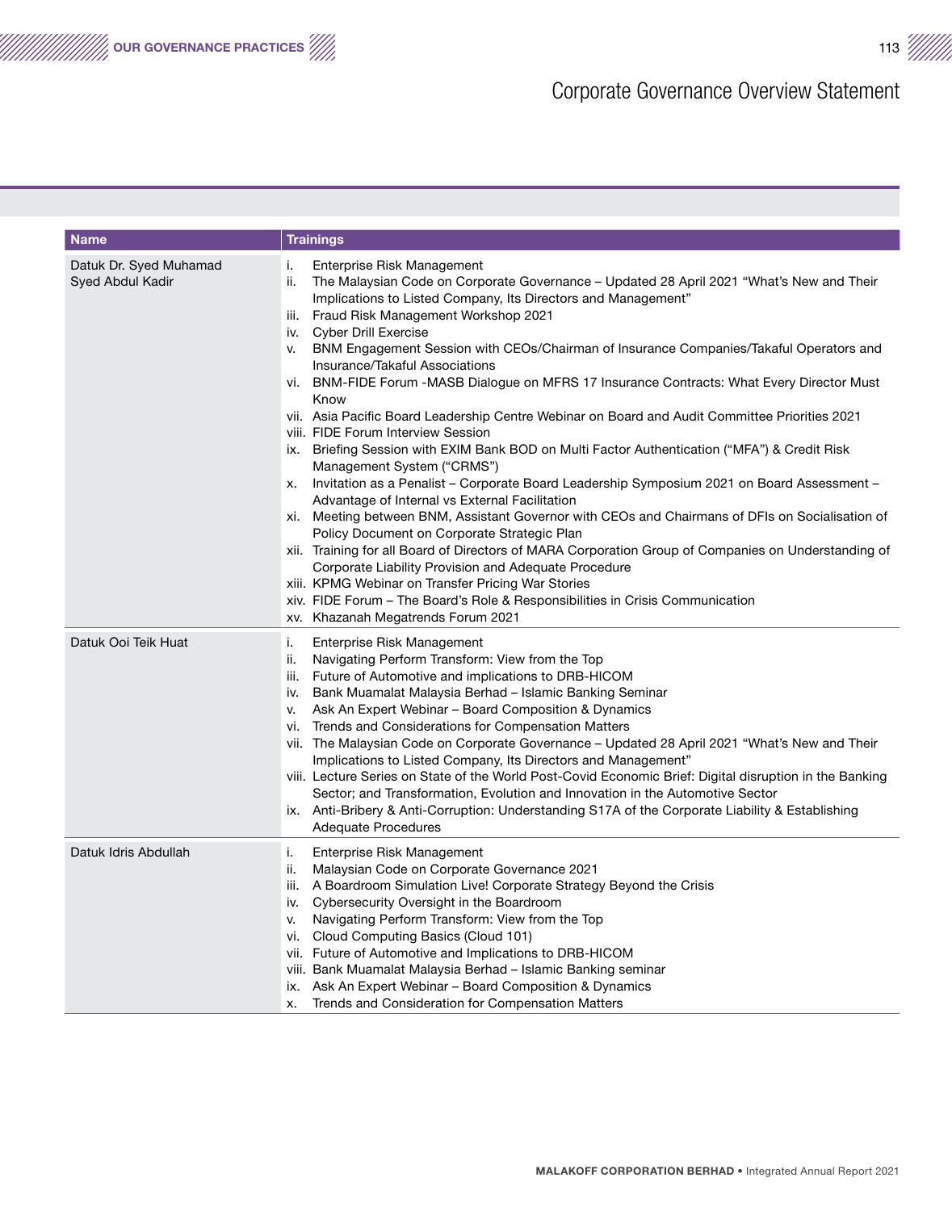| Name | Trainings |
|---|---|
| Datuk Dr. Syed Muhamad Syed Abdul Kadir | i. Enterprise Risk Management<br>ii. The Malaysian Code on Corporate Governance – Updated 28 April 2021 "What's New and Their Implications to Listed Company, Its Directors and Management"<br>iii. Fraud Risk Management Workshop 2021<br>iv. Cyber Drill Exercise<br>v. BNM Engagement Session with CEOs/Chairman of Insurance Companies/Takaful Operators and Insurance/Takaful Associations<br>vi. BNM-FIDE Forum -MASB Dialogue on MFRS 17 Insurance Contracts: What Every Director Must Know<br>vii. Asia Pacific Board Leadership Centre Webinar on Board and Audit Committee Priorities 2021<br>viii. FIDE Forum Interview Session<br>ix. Briefing Session with EXIM Bank BOD on Multi Factor Authentication ("MFA") & Credit Risk Management System ("CRMS")<br>x. Invitation as a Penalist – Corporate Board Leadership Symposium 2021 on Board Assessment – Advantage of Internal vs External Facilitation<br>xi. Meeting between BNM, Assistant Governor with CEOs and Chairmans of DFIs on Socialisation of Policy Document on Corporate Strategic Plan<br>xii. Training for all Board of Directors of MARA Corporation Group of Companies on Understanding of Corporate Liability Provision and Adequate Procedure<br>xiii. KPMG Webinar on Transfer Pricing War Stories<br>xiv. FIDE Forum – The Board's Role & Responsibilities in Crisis Communication<br>xv. Khazanah Megatrends Forum 2021 |
| Datuk Ooi Teik Huat | i. Enterprise Risk Management<br>ii. Navigating Perform Transform: View from the Top<br>iii. Future of Automotive and implications to DRB-HICOM<br>iv. Bank Muamalat Malaysia Berhad – Islamic Banking Seminar<br>v. Ask An Expert Webinar – Board Composition & Dynamics<br>vi. Trends and Considerations for Compensation Matters<br>vii. The Malaysian Code on Corporate Governance – Updated 28 April 2021 "What's New and Their Implications to Listed Company, Its Directors and Management"<br>viii. Lecture Series on State of the World Post-Covid Economic Brief: Digital disruption in the Banking Sector; and Transformation, Evolution and Innovation in the Automotive Sector<br>ix. Anti-Bribery & Anti-Corruption: Understanding S17A of the Corporate Liability & Establishing Adequate Procedures |
| Datuk Idris Abdullah | i. Enterprise Risk Management<br>ii. Malaysian Code on Corporate Governance 2021<br>iii. A Boardroom Simulation Live! Corporate Strategy Beyond the Crisis<br>iv. Cybersecurity Oversight in the Boardroom<br>v. Navigating Perform Transform: View from the Top<br>vi. Cloud Computing Basics (Cloud 101)<br>vii. Future of Automotive and Implications to DRB-HICOM<br>viii. Bank Muamalat Malaysia Berhad – Islamic Banking seminar<br>ix. Ask An Expert Webinar – Board Composition & Dynamics<br>x. Trends and Consideration for Compensation Matters |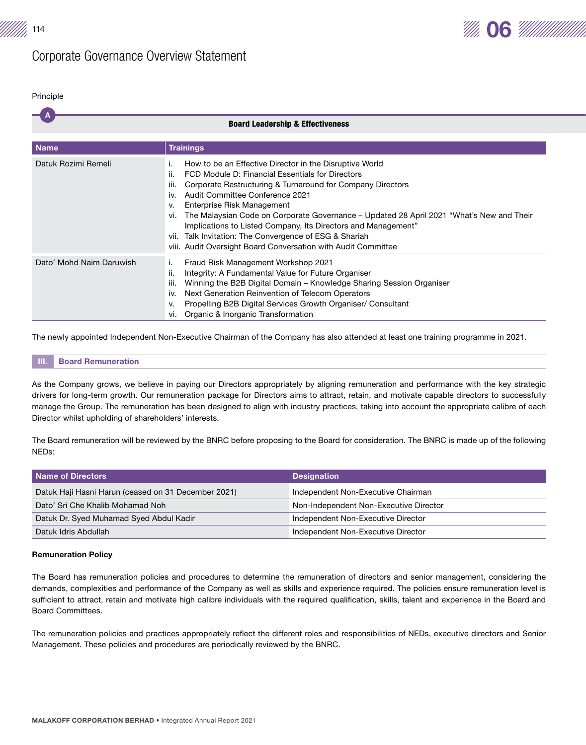# Corporate Governance Overview Statement

Principle

**A** **Board Leadership & Effectiveness**

| Name | Trainings |
|---|---|
| Datuk Rozimi Remeli | i. How to be an Effective Director in the Disruptive World<br>ii. FCD Module D: Financial Essentials for Directors<br>iii. Corporate Restructuring & Turnaround for Company Directors<br>iv. Audit Committee Conference 2021<br>v. Enterprise Risk Management<br>vi. The Malaysian Code on Corporate Governance – Updated 28 April 2021 "What's New and Their Implications to Listed Company, Its Directors and Management"<br>vii. Talk Invitation: The Convergence of ESG & Shariah<br>viii. Audit Oversight Board Conversation with Audit Committee |
| Dato' Mohd Naim Daruwish | i. Fraud Risk Management Workshop 2021<br>ii. Integrity: A Fundamental Value for Future Organiser<br>iii. Winning the B2B Digital Domain – Knowledge Sharing Session Organiser<br>iv. Next Generation Reinvention of Telecom Operators<br>v. Propelling B2B Digital Services Growth Organiser/ Consultant<br>vi. Organic & Inorganic Transformation |

The newly appointed Independent Non-Executive Chairman of the Company has also attended at least one training programme in 2021.

## III. Board Remuneration

As the Company grows, we believe in paying our Directors appropriately by aligning remuneration and performance with the key strategic drivers for long-term growth. Our remuneration package for Directors aims to attract, retain, and motivate capable directors to successfully manage the Group. The remuneration has been designed to align with industry practices, taking into account the appropriate calibre of each Director whilst upholding of shareholders' interests.

The Board remuneration will be reviewed by the BNRC before proposing to the Board for consideration. The BNRC is made up of the following NEDs:

| Name of Directors | Designation |
|---|---|
| Datuk Haji Hasni Harun (ceased on 31 December 2021) | Independent Non-Executive Chairman |
| Dato' Sri Che Khalib Mohamad Noh | Non-Independent Non-Executive Director |
| Datuk Dr. Syed Muhamad Syed Abdul Kadir | Independent Non-Executive Director |
| Datuk Idris Abdullah | Independent Non-Executive Director |

**Remuneration Policy**

The Board has remuneration policies and procedures to determine the remuneration of directors and senior management, considering the demands, complexities and performance of the Company as well as skills and experience required. The policies ensure remuneration level is sufficient to attract, retain and motivate high calibre individuals with the required qualification, skills, talent and experience in the Board and Board Committees.

The remuneration policies and practices appropriately reflect the different roles and responsibilities of NEDs, executive directors and Senior Management. These policies and procedures are periodically reviewed by the BNRC.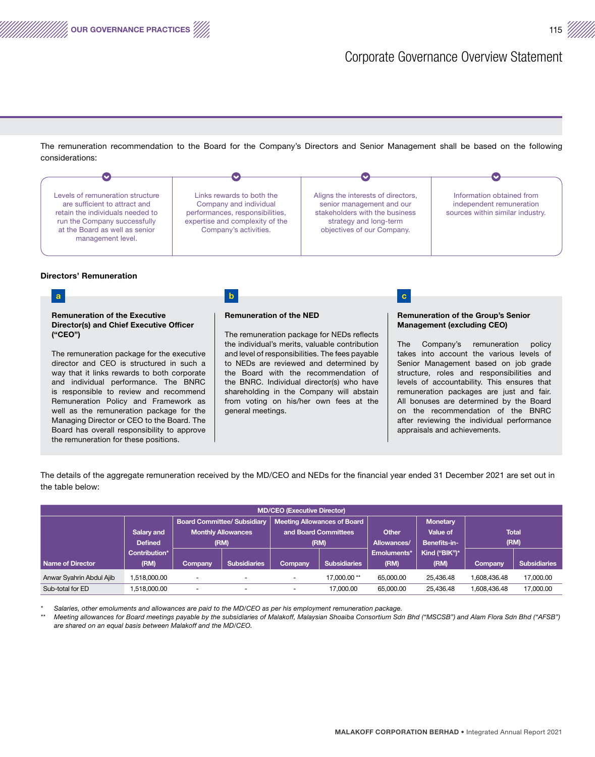The remuneration recommendation to the Board for the Company's Directors and Senior Management shall be based on the following considerations:

- Levels of remuneration structure are sufficient to attract and retain the individuals needed to run the Company successfully at the Board as well as senior management level.
- Links rewards to both the Company and individual performances, responsibilities, expertise and complexity of the Company's activities.
- Aligns the interests of directors, senior management and our stakeholders with the business strategy and long-term objectives of our Company.
- Information obtained from independent remuneration sources within similar industry.

**Directors' Remuneration**

**a**

**Remuneration of the Executive Director(s) and Chief Executive Officer ("CEO")**

The remuneration package for the executive director and CEO is structured in such a way that it links rewards to both corporate and individual performance. The BNRC is responsible to review and recommend Remuneration Policy and Framework as well as the remuneration package for the Managing Director or CEO to the Board. The Board has overall responsibility to approve the remuneration for these positions.

**b**

**Remuneration of the NED**

The remuneration package for NEDs reflects the individual's merits, valuable contribution and level of responsibilities. The fees payable to NEDs are reviewed and determined by the Board with the recommendation of the BNRC. Individual director(s) who have shareholding in the Company will abstain from voting on his/her own fees at the general meetings.

**c**

**Remuneration of the Group's Senior Management (excluding CEO)**

The Company's remuneration policy takes into account the various levels of Senior Management based on job grade structure, roles and responsibilities and levels of accountability. This ensures that remuneration packages are just and fair. All bonuses are determined by the Board on the recommendation of the BNRC after reviewing the individual performance appraisals and achievements.

The details of the aggregate remuneration received by the MD/CEO and NEDs for the financial year ended 31 December 2021 are set out in the table below:

| MD/CEO (Executive Director) | | | | | | | | | |
|---|---|---|---|---|---|---|---|---|---|
| Name of Director | Salary and Defined Contribution* (RM) | Board Committee/ Subsidiary Monthly Allowances (RM) | | Meeting Allowances of Board and Board Committees (RM) | | Other Allowances/ Emoluments* (RM) | Monetary Value of Benefits-in-Kind ("BIK")* (RM) | Total (RM) | |
| | | Company | Subsidiaries | Company | Subsidiaries | | | Company | Subsidiaries |
| Anwar Syahrin Abdul Ajib | 1,518,000.00 | - | - | - | 17,000.00 ** | 65,000.00 | 25,436.48 | 1,608,436.48 | 17,000.00 |
| Sub-total for ED | 1,518,000.00 | - | - | - | 17,000.00 | 65,000.00 | 25,436.48 | 1,608,436.48 | 17,000.00 |

\* *Salaries, other emoluments and allowances are paid to the MD/CEO as per his employment remuneration package.*

\*\* *Meeting allowances for Board meetings payable by the subsidiaries of Malakoff, Malaysian Shoaiba Consortium Sdn Bhd ("MSCSB") and Alam Flora Sdn Bhd ("AFSB") are shared on an equal basis between Malakoff and the MD/CEO.*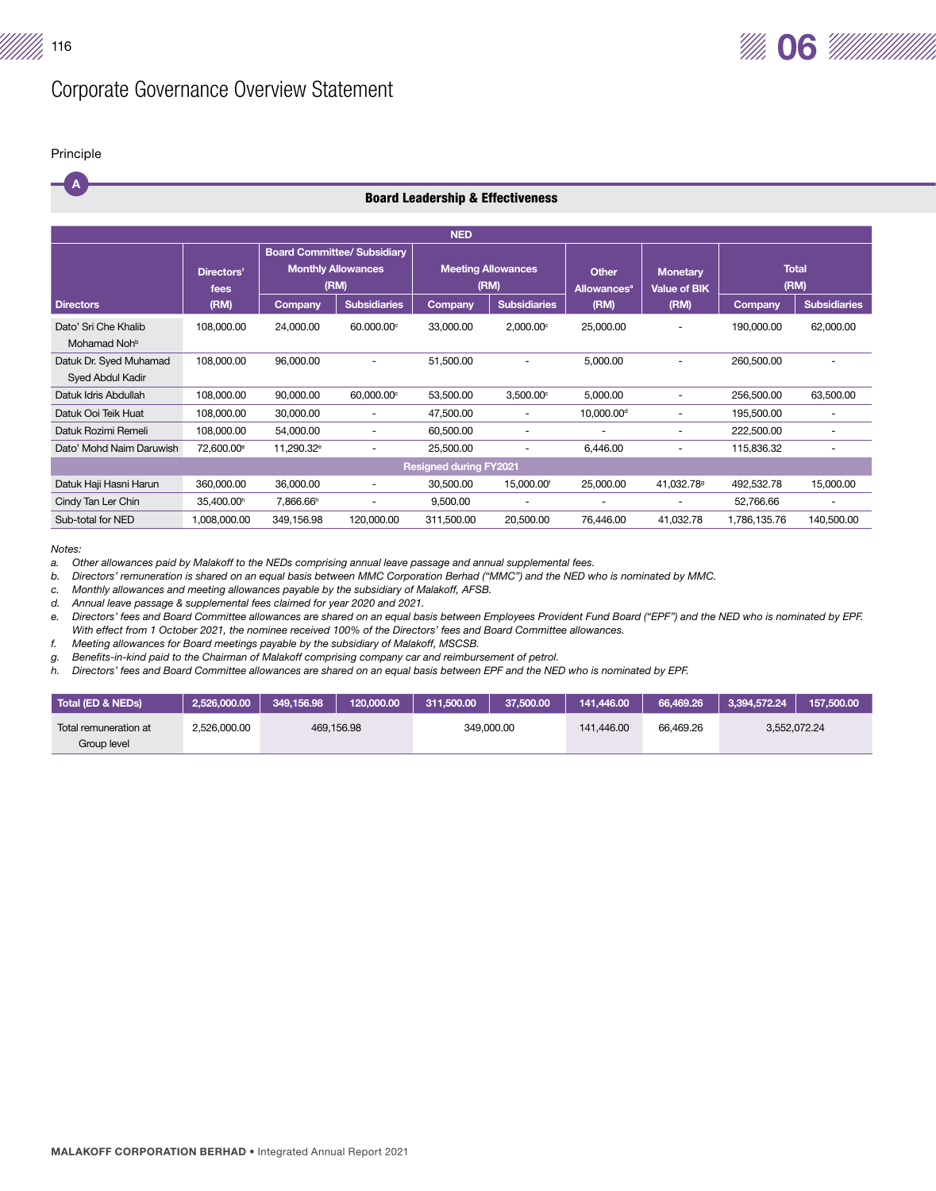# Corporate Governance Overview Statement

Principle

**A** **Board Leadership & Effectiveness**

| Directors | Directors' fees (RM) | Board Committee/ Subsidiary Monthly Allowances (RM) | | Meeting Allowances (RM) | | Other Allowances[a] (RM) | Monetary Value of BIK (RM) | Total (RM) | |
|---|---|---|---|---|---|---|---|---|---|
| | | Company | Subsidiaries | Company | Subsidiaries | | | Company | Subsidiaries |
| **NED** | | | | | | | | | |
| Dato' Sri Che Khalib Mohamad Noh[b] | 108,000.00 | 24,000.00 | 60.000.00[c] | 33,000.00 | 2,000.00[c] | 25,000.00 | - | 190,000.00 | 62,000.00 |
| Datuk Dr. Syed Muhamad Syed Abdul Kadir | 108,000.00 | 96,000.00 | - | 51,500.00 | - | 5,000.00 | - | 260,500.00 | - |
| Datuk Idris Abdullah | 108,000.00 | 90,000.00 | 60,000.00[c] | 53,500.00 | 3,500.00[c] | 5,000.00 | - | 256,500.00 | 63,500.00 |
| Datuk Ooi Teik Huat | 108,000.00 | 30,000.00 | - | 47,500.00 | - | 10,000.00[d] | - | 195,500.00 | - |
| Datuk Rozimi Remeli | 108,000.00 | 54,000.00 | - | 60,500.00 | - | - | - | 222,500.00 | - |
| Dato' Mohd Naim Daruwish | 72,600.00[e] | 11,290.32[e] | - | 25,500.00 | - | 6,446.00 | - | 115,836.32 | - |
| **Resigned during FY2021** | | | | | | | | | |
| Datuk Haji Hasni Harun | 360,000.00 | 36,000.00 | - | 30,500.00 | 15,000.00[f] | 25,000.00 | 41,032.78[g] | 492,532.78 | 15,000.00 |
| Cindy Tan Ler Chin | 35,400.00[h] | 7,866.66[h] | - | 9,500.00 | - | - | - | 52,766.66 | - |
| Sub-total for NED | 1,008,000.00 | 349,156.98 | 120,000.00 | 311,500.00 | 20,500.00 | 76,446.00 | 41,032.78 | 1,786,135.76 | 140,500.00 |

*Notes:*

a. *Other allowances paid by Malakoff to the NEDs comprising annual leave passage and annual supplemental fees.*
b. *Directors' remuneration is shared on an equal basis between MMC Corporation Berhad ("MMC") and the NED who is nominated by MMC.*
c. *Monthly allowances and meeting allowances payable by the subsidiary of Malakoff, AFSB.*
d. *Annual leave passage & supplemental fees claimed for year 2020 and 2021.*
e. *Directors' fees and Board Committee allowances are shared on an equal basis between Employees Provident Fund Board ("EPF") and the NED who is nominated by EPF. With effect from 1 October 2021, the nominee received 100% of the Directors' fees and Board Committee allowances.*
f. *Meeting allowances for Board meetings payable by the subsidiary of Malakoff, MSCSB.*
g. *Benefits-in-kind paid to the Chairman of Malakoff comprising company car and reimbursement of petrol.*
h. *Directors' fees and Board Committee allowances are shared on an equal basis between EPF and the NED who is nominated by EPF.*

| Total (ED & NEDs) | 2,526,000.00 | 349,156.98 | 120,000.00 | 311,500.00 | 37,500.00 | 141,446.00 | 66,469.26 | 3,394,572.24 | 157,500.00 |
|---|---|---|---|---|---|---|---|---|---|
| Total remuneration at Group level | 2,526,000.00 | 469,156.98 | | 349,000.00 | | 141,446.00 | 66,469.26 | 3,552,072.24 | |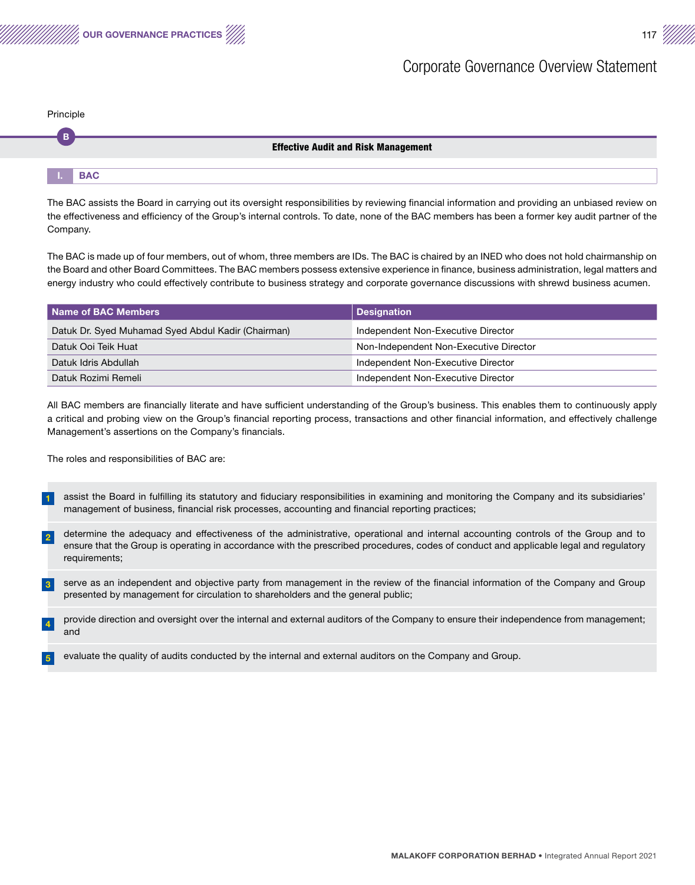# Corporate Governance Overview Statement

Principle

## B Effective Audit and Risk Management

### I. BAC

The BAC assists the Board in carrying out its oversight responsibilities by reviewing financial information and providing an unbiased review on the effectiveness and efficiency of the Group's internal controls. To date, none of the BAC members has been a former key audit partner of the Company.

The BAC is made up of four members, out of whom, three members are IDs. The BAC is chaired by an INED who does not hold chairmanship on the Board and other Board Committees. The BAC members possess extensive experience in finance, business administration, legal matters and energy industry who could effectively contribute to business strategy and corporate governance discussions with shrewd business acumen.

| Name of BAC Members | Designation |
|---|---|
| Datuk Dr. Syed Muhamad Syed Abdul Kadir (Chairman) | Independent Non-Executive Director |
| Datuk Ooi Teik Huat | Non-Independent Non-Executive Director |
| Datuk Idris Abdullah | Independent Non-Executive Director |
| Datuk Rozimi Remeli | Independent Non-Executive Director |

All BAC members are financially literate and have sufficient understanding of the Group's business. This enables them to continuously apply a critical and probing view on the Group's financial reporting process, transactions and other financial information, and effectively challenge Management's assertions on the Company's financials.

The roles and responsibilities of BAC are:

1. assist the Board in fulfilling its statutory and fiduciary responsibilities in examining and monitoring the Company and its subsidiaries' management of business, financial risk processes, accounting and financial reporting practices;
2. determine the adequacy and effectiveness of the administrative, operational and internal accounting controls of the Group and to ensure that the Group is operating in accordance with the prescribed procedures, codes of conduct and applicable legal and regulatory requirements;
3. serve as an independent and objective party from management in the review of the financial information of the Company and Group presented by management for circulation to shareholders and the general public;
4. provide direction and oversight over the internal and external auditors of the Company to ensure their independence from management; and
5. evaluate the quality of audits conducted by the internal and external auditors on the Company and Group.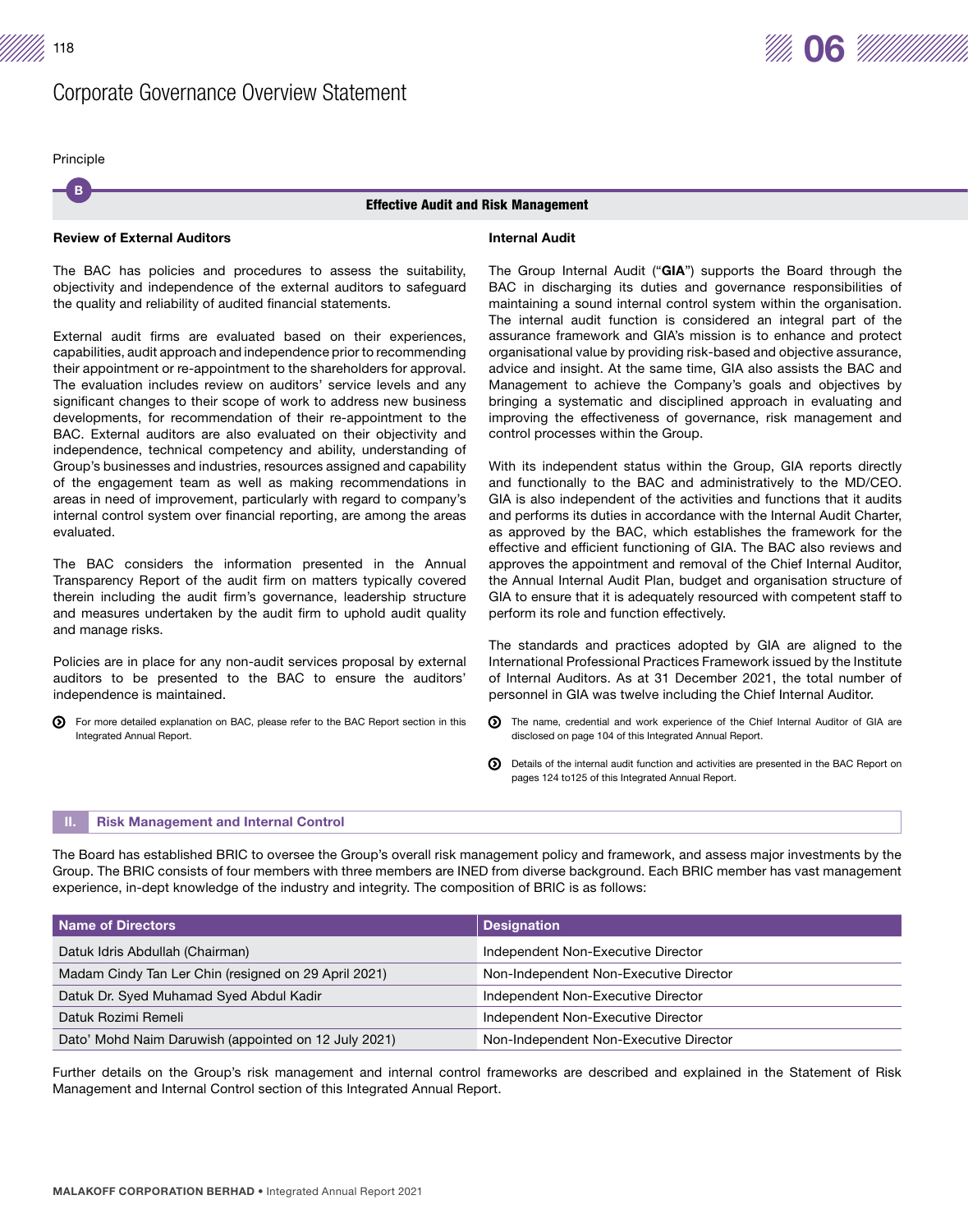# Corporate Governance Overview Statement

Principle

**B** — **Effective Audit and Risk Management**

### Review of External Auditors

The BAC has policies and procedures to assess the suitability, objectivity and independence of the external auditors to safeguard the quality and reliability of audited financial statements.

External audit firms are evaluated based on their experiences, capabilities, audit approach and independence prior to recommending their appointment or re-appointment to the shareholders for approval. The evaluation includes review on auditors' service levels and any significant changes to their scope of work to address new business developments, for recommendation of their re-appointment to the BAC. External auditors are also evaluated on their objectivity and independence, technical competency and ability, understanding of Group's businesses and industries, resources assigned and capability of the engagement team as well as making recommendations in areas in need of improvement, particularly with regard to company's internal control system over financial reporting, are among the areas evaluated.

The BAC considers the information presented in the Annual Transparency Report of the audit firm on matters typically covered therein including the audit firm's governance, leadership structure and measures undertaken by the audit firm to uphold audit quality and manage risks.

Policies are in place for any non-audit services proposal by external auditors to be presented to the BAC to ensure the auditors' independence is maintained.

For more detailed explanation on BAC, please refer to the BAC Report section in this Integrated Annual Report.

### Internal Audit

The Group Internal Audit ("**GIA**") supports the Board through the BAC in discharging its duties and governance responsibilities of maintaining a sound internal control system within the organisation. The internal audit function is considered an integral part of the assurance framework and GIA's mission is to enhance and protect organisational value by providing risk-based and objective assurance, advice and insight. At the same time, GIA also assists the BAC and Management to achieve the Company's goals and objectives by bringing a systematic and disciplined approach in evaluating and improving the effectiveness of governance, risk management and control processes within the Group.

With its independent status within the Group, GIA reports directly and functionally to the BAC and administratively to the MD/CEO. GIA is also independent of the activities and functions that it audits and performs its duties in accordance with the Internal Audit Charter, as approved by the BAC, which establishes the framework for the effective and efficient functioning of GIA. The BAC also reviews and approves the appointment and removal of the Chief Internal Auditor, the Annual Internal Audit Plan, budget and organisation structure of GIA to ensure that it is adequately resourced with competent staff to perform its role and function effectively.

The standards and practices adopted by GIA are aligned to the International Professional Practices Framework issued by the Institute of Internal Auditors. As at 31 December 2021, the total number of personnel in GIA was twelve including the Chief Internal Auditor.

The name, credential and work experience of the Chief Internal Auditor of GIA are disclosed on page 104 of this Integrated Annual Report.

Details of the internal audit function and activities are presented in the BAC Report on pages 124 to125 of this Integrated Annual Report.

## II. Risk Management and Internal Control

The Board has established BRIC to oversee the Group's overall risk management policy and framework, and assess major investments by the Group. The BRIC consists of four members with three members are INED from diverse background. Each BRIC member has vast management experience, in-dept knowledge of the industry and integrity. The composition of BRIC is as follows:

| Name of Directors | Designation |
|---|---|
| Datuk Idris Abdullah (Chairman) | Independent Non-Executive Director |
| Madam Cindy Tan Ler Chin (resigned on 29 April 2021) | Non-Independent Non-Executive Director |
| Datuk Dr. Syed Muhamad Syed Abdul Kadir | Independent Non-Executive Director |
| Datuk Rozimi Remeli | Independent Non-Executive Director |
| Dato' Mohd Naim Daruwish (appointed on 12 July 2021) | Non-Independent Non-Executive Director |

Further details on the Group's risk management and internal control frameworks are described and explained in the Statement of Risk Management and Internal Control section of this Integrated Annual Report.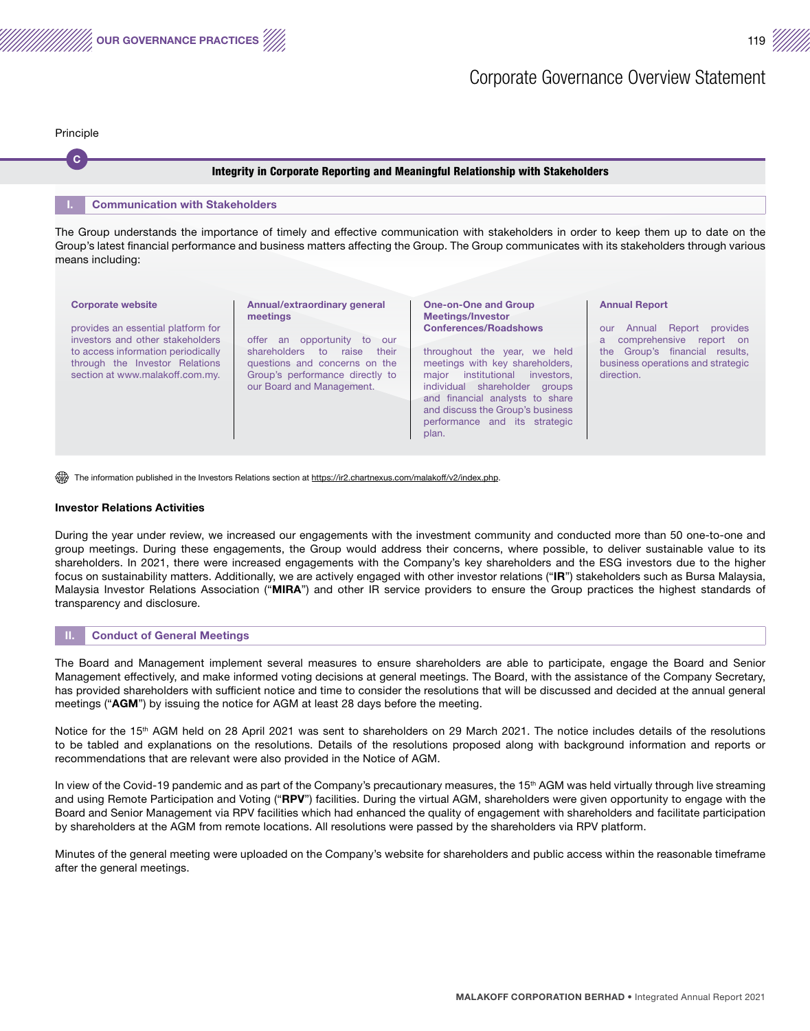# Corporate Governance Overview Statement

Principle

C

## Integrity in Corporate Reporting and Meaningful Relationship with Stakeholders

### I. Communication with Stakeholders

The Group understands the importance of timely and effective communication with stakeholders in order to keep them up to date on the Group's latest financial performance and business matters affecting the Group. The Group communicates with its stakeholders through various means including:

**Corporate website**

provides an essential platform for investors and other stakeholders to access information periodically through the Investor Relations section at www.malakoff.com.my.

**Annual/extraordinary general meetings**

offer an opportunity to our shareholders to raise their questions and concerns on the Group's performance directly to our Board and Management.

**One-on-One and Group Meetings/Investor Conferences/Roadshows**

throughout the year, we held meetings with key shareholders, major institutional investors, individual shareholder groups and financial analysts to share and discuss the Group's business performance and its strategic plan.

**Annual Report**

our Annual Report provides a comprehensive report on the Group's financial results, business operations and strategic direction.

The information published in the Investors Relations section at https://ir2.chartnexus.com/malakoff/v2/index.php.

**Investor Relations Activities**

During the year under review, we increased our engagements with the investment community and conducted more than 50 one-to-one and group meetings. During these engagements, the Group would address their concerns, where possible, to deliver sustainable value to its shareholders. In 2021, there were increased engagements with the Company's key shareholders and the ESG investors due to the higher focus on sustainability matters. Additionally, we are actively engaged with other investor relations ("**IR**") stakeholders such as Bursa Malaysia, Malaysia Investor Relations Association ("**MIRA**") and other IR service providers to ensure the Group practices the highest standards of transparency and disclosure.

### II. Conduct of General Meetings

The Board and Management implement several measures to ensure shareholders are able to participate, engage the Board and Senior Management effectively, and make informed voting decisions at general meetings. The Board, with the assistance of the Company Secretary, has provided shareholders with sufficient notice and time to consider the resolutions that will be discussed and decided at the annual general meetings ("**AGM**") by issuing the notice for AGM at least 28 days before the meeting.

Notice for the 15th AGM held on 28 April 2021 was sent to shareholders on 29 March 2021. The notice includes details of the resolutions to be tabled and explanations on the resolutions. Details of the resolutions proposed along with background information and reports or recommendations that are relevant were also provided in the Notice of AGM.

In view of the Covid-19 pandemic and as part of the Company's precautionary measures, the 15th AGM was held virtually through live streaming and using Remote Participation and Voting ("**RPV**") facilities. During the virtual AGM, shareholders were given opportunity to engage with the Board and Senior Management via RPV facilities which had enhanced the quality of engagement with shareholders and facilitate participation by shareholders at the AGM from remote locations. All resolutions were passed by the shareholders via RPV platform.

Minutes of the general meeting were uploaded on the Company's website for shareholders and public access within the reasonable timeframe after the general meetings.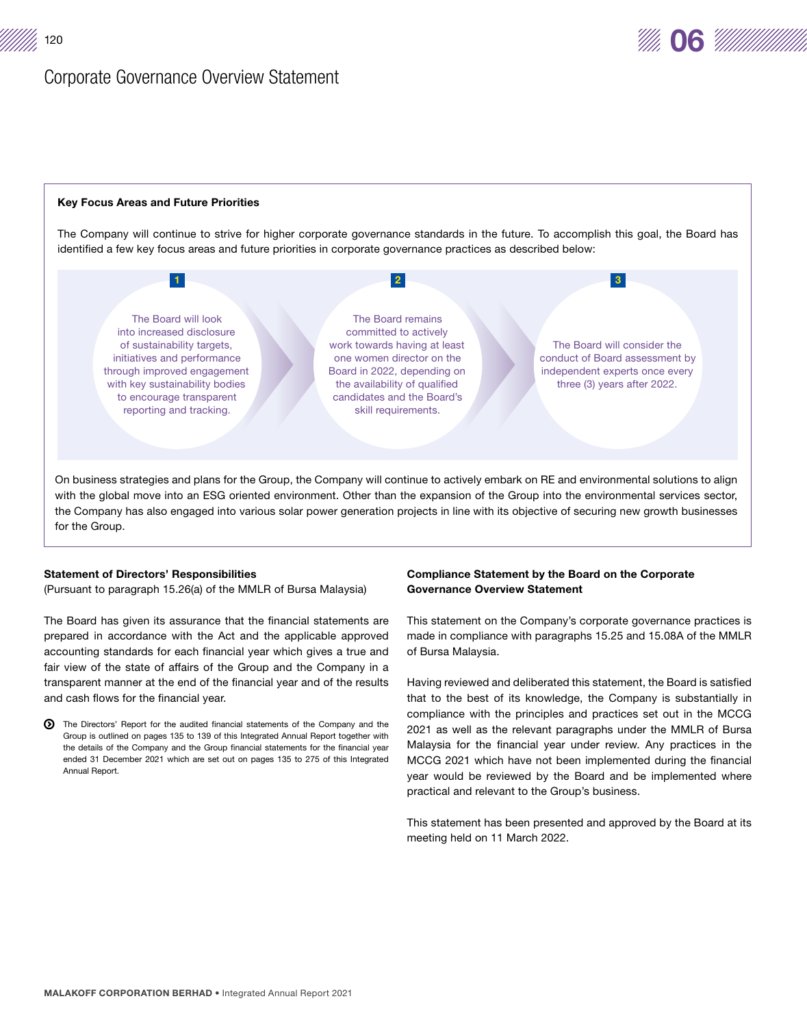# Corporate Governance Overview Statement

**Key Focus Areas and Future Priorities**

The Company will continue to strive for higher corporate governance standards in the future. To accomplish this goal, the Board has identified a few key focus areas and future priorities in corporate governance practices as described below:

1. The Board will look into increased disclosure of sustainability targets, initiatives and performance through improved engagement with key sustainability bodies to encourage transparent reporting and tracking.
2. The Board remains committed to actively work towards having at least one women director on the Board in 2022, depending on the availability of qualified candidates and the Board's skill requirements.
3. The Board will consider the conduct of Board assessment by independent experts once every three (3) years after 2022.

On business strategies and plans for the Group, the Company will continue to actively embark on RE and environmental solutions to align with the global move into an ESG oriented environment. Other than the expansion of the Group into the environmental services sector, the Company has also engaged into various solar power generation projects in line with its objective of securing new growth businesses for the Group.

**Statement of Directors' Responsibilities**
(Pursuant to paragraph 15.26(a) of the MMLR of Bursa Malaysia)

The Board has given its assurance that the financial statements are prepared in accordance with the Act and the applicable approved accounting standards for each financial year which gives a true and fair view of the state of affairs of the Group and the Company in a transparent manner at the end of the financial year and of the results and cash flows for the financial year.

The Directors' Report for the audited financial statements of the Company and the Group is outlined on pages 135 to 139 of this Integrated Annual Report together with the details of the Company and the Group financial statements for the financial year ended 31 December 2021 which are set out on pages 135 to 275 of this Integrated Annual Report.

**Compliance Statement by the Board on the Corporate Governance Overview Statement**

This statement on the Company's corporate governance practices is made in compliance with paragraphs 15.25 and 15.08A of the MMLR of Bursa Malaysia.

Having reviewed and deliberated this statement, the Board is satisfied that to the best of its knowledge, the Company is substantially in compliance with the principles and practices set out in the MCCG 2021 as well as the relevant paragraphs under the MMLR of Bursa Malaysia for the financial year under review. Any practices in the MCCG 2021 which have not been implemented during the financial year would be reviewed by the Board and be implemented where practical and relevant to the Group's business.

This statement has been presented and approved by the Board at its meeting held on 11 March 2022.